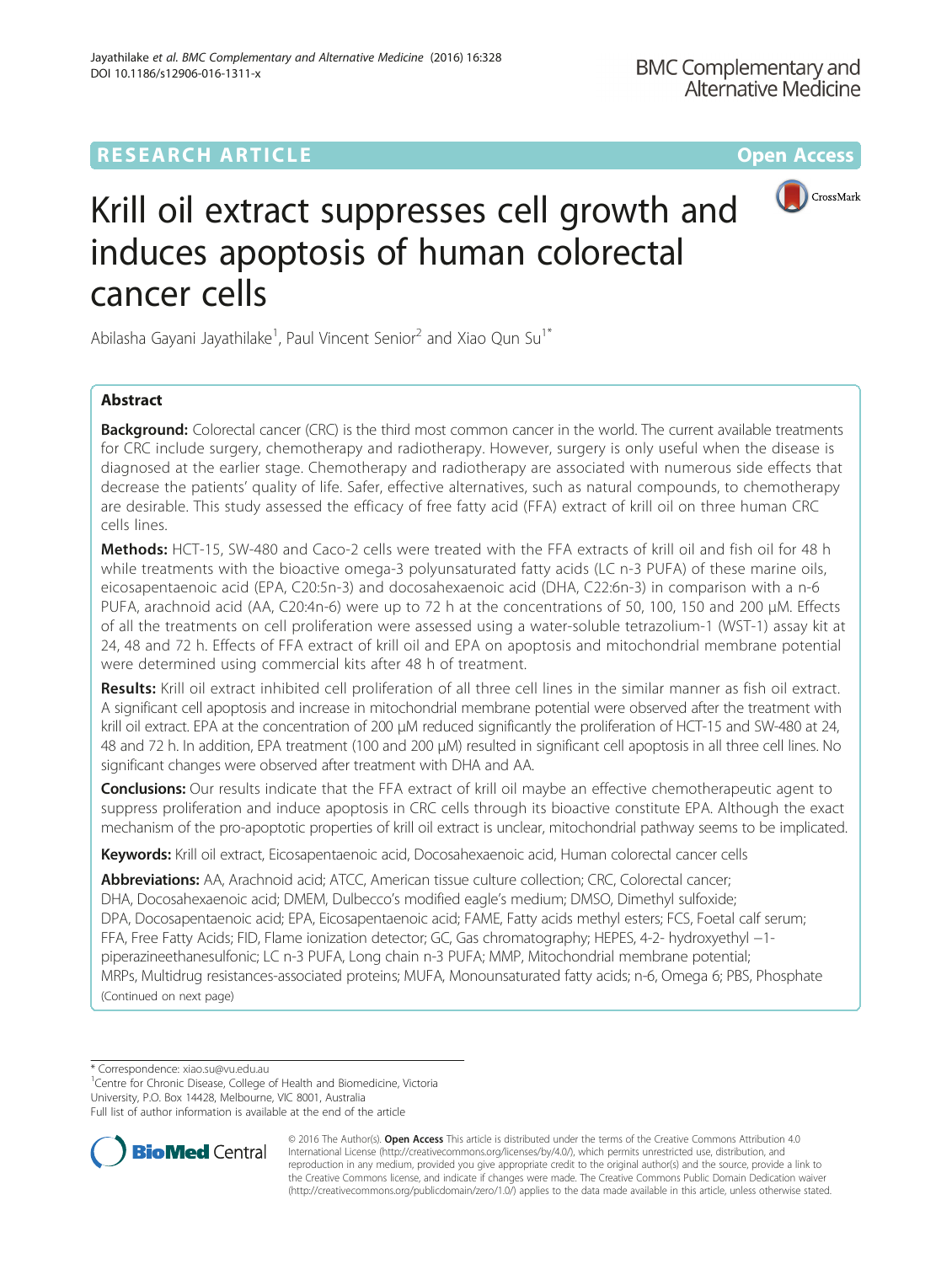RESEARCH ARTICLE

Open Access

# Krill oil extract suppresses cell growth and induces apoptosis of human colorectal cancer cells

Abilasha Gayani Jayathilake[1], Paul Vincent Senior[2] and Xiao Qun Su[1*]

## Abstract

**Background:** Colorectal cancer (CRC) is the third most common cancer in the world. The current available treatments for CRC include surgery, chemotherapy and radiotherapy. However, surgery is only useful when the disease is diagnosed at the earlier stage. Chemotherapy and radiotherapy are associated with numerous side effects that decrease the patients' quality of life. Safer, effective alternatives, such as natural compounds, to chemotherapy are desirable. This study assessed the efficacy of free fatty acid (FFA) extract of krill oil on three human CRC cells lines.

**Methods:** HCT-15, SW-480 and Caco-2 cells were treated with the FFA extracts of krill oil and fish oil for 48 h while treatments with the bioactive omega-3 polyunsaturated fatty acids (LC n-3 PUFA) of these marine oils, eicosapentaenoic acid (EPA, C20:5n-3) and docosahexaenoic acid (DHA, C22:6n-3) in comparison with a n-6 PUFA, arachnoid acid (AA, C20:4n-6) were up to 72 h at the concentrations of 50, 100, 150 and 200 μM. Effects of all the treatments on cell proliferation were assessed using a water-soluble tetrazolium-1 (WST-1) assay kit at 24, 48 and 72 h. Effects of FFA extract of krill oil and EPA on apoptosis and mitochondrial membrane potential were determined using commercial kits after 48 h of treatment.

**Results:** Krill oil extract inhibited cell proliferation of all three cell lines in the similar manner as fish oil extract. A significant cell apoptosis and increase in mitochondrial membrane potential were observed after the treatment with krill oil extract. EPA at the concentration of 200 μM reduced significantly the proliferation of HCT-15 and SW-480 at 24, 48 and 72 h. In addition, EPA treatment (100 and 200 μM) resulted in significant cell apoptosis in all three cell lines. No significant changes were observed after treatment with DHA and AA.

**Conclusions:** Our results indicate that the FFA extract of krill oil maybe an effective chemotherapeutic agent to suppress proliferation and induce apoptosis in CRC cells through its bioactive constitute EPA. Although the exact mechanism of the pro-apoptotic properties of krill oil extract is unclear, mitochondrial pathway seems to be implicated.

**Keywords:** Krill oil extract, Eicosapentaenoic acid, Docosahexaenoic acid, Human colorectal cancer cells

**Abbreviations:** AA, Arachnoid acid; ATCC, American tissue culture collection; CRC, Colorectal cancer; DHA, Docosahexaenoic acid; DMEM, Dulbecco's modified eagle's medium; DMSO, Dimethyl sulfoxide; DPA, Docosapentaenoic acid; EPA, Eicosapentaenoic acid; FAME, Fatty acids methyl esters; FCS, Foetal calf serum; FFA, Free Fatty Acids; FID, Flame ionization detector; GC, Gas chromatography; HEPES, 4-2- hydroxyethyl −1-piperazineethanesulfonic; LC n-3 PUFA, Long chain n-3 PUFA; MMP, Mitochondrial membrane potential; MRPs, Multidrug resistances-associated proteins; MUFA, Monounsaturated fatty acids; n-6, Omega 6; PBS, Phosphate (Continued on next page)

\* Correspondence: xiao.su@vu.edu.au

[1]Centre for Chronic Disease, College of Health and Biomedicine, Victoria University, P.O. Box 14428, Melbourne, VIC 8001, Australia

Full list of author information is available at the end of the article

© 2016 The Author(s). **Open Access** This article is distributed under the terms of the Creative Commons Attribution 4.0 International License (http://creativecommons.org/licenses/by/4.0/), which permits unrestricted use, distribution, and reproduction in any medium, provided you give appropriate credit to the original author(s) and the source, provide a link to the Creative Commons license, and indicate if changes were made. The Creative Commons Public Domain Dedication waiver (http://creativecommons.org/publicdomain/zero/1.0/) applies to the data made available in this article, unless otherwise stated.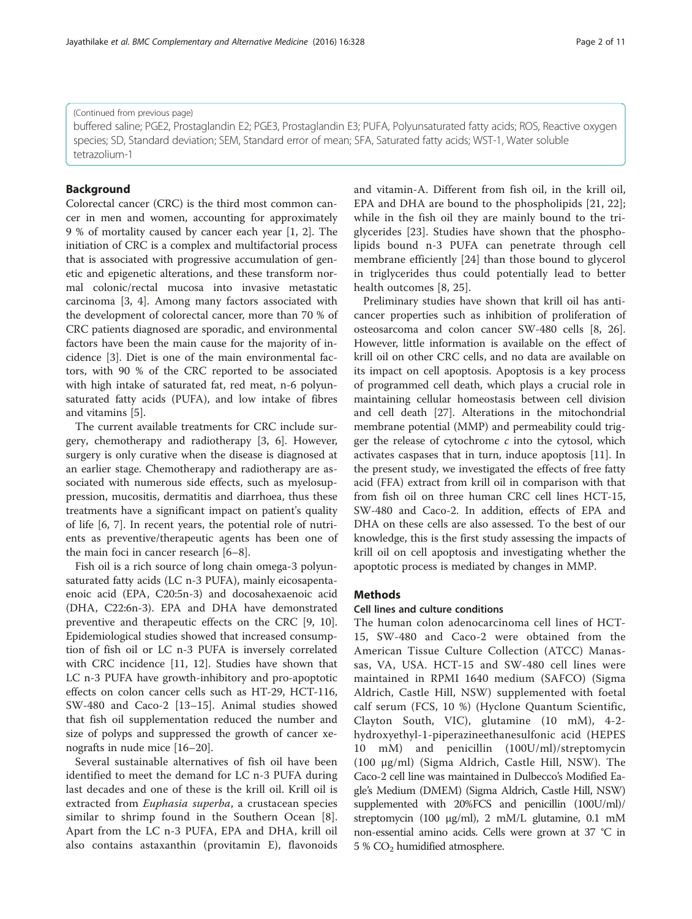(Continued from previous page)

buffered saline; PGE2, Prostaglandin E2; PGE3, Prostaglandin E3; PUFA, Polyunsaturated fatty acids; ROS, Reactive oxygen species; SD, Standard deviation; SEM, Standard error of mean; SFA, Saturated fatty acids; WST-1, Water soluble tetrazolium-1

## Background

Colorectal cancer (CRC) is the third most common cancer in men and women, accounting for approximately 9 % of mortality caused by cancer each year [1, 2]. The initiation of CRC is a complex and multifactorial process that is associated with progressive accumulation of genetic and epigenetic alterations, and these transform normal colonic/rectal mucosa into invasive metastatic carcinoma [3, 4]. Among many factors associated with the development of colorectal cancer, more than 70 % of CRC patients diagnosed are sporadic, and environmental factors have been the main cause for the majority of incidence [3]. Diet is one of the main environmental factors, with 90 % of the CRC reported to be associated with high intake of saturated fat, red meat, n-6 polyunsaturated fatty acids (PUFA), and low intake of fibres and vitamins [5].

The current available treatments for CRC include surgery, chemotherapy and radiotherapy [3, 6]. However, surgery is only curative when the disease is diagnosed at an earlier stage. Chemotherapy and radiotherapy are associated with numerous side effects, such as myelosuppression, mucositis, dermatitis and diarrhoea, thus these treatments have a significant impact on patient's quality of life [6, 7]. In recent years, the potential role of nutrients as preventive/therapeutic agents has been one of the main foci in cancer research [6–8].

Fish oil is a rich source of long chain omega-3 polyunsaturated fatty acids (LC n-3 PUFA), mainly eicosapentaenoic acid (EPA, C20:5n-3) and docosahexaenoic acid (DHA, C22:6n-3). EPA and DHA have demonstrated preventive and therapeutic effects on the CRC [9, 10]. Epidemiological studies showed that increased consumption of fish oil or LC n-3 PUFA is inversely correlated with CRC incidence [11, 12]. Studies have shown that LC n-3 PUFA have growth-inhibitory and pro-apoptotic effects on colon cancer cells such as HT-29, HCT-116, SW-480 and Caco-2 [13–15]. Animal studies showed that fish oil supplementation reduced the number and size of polyps and suppressed the growth of cancer xenografts in nude mice [16–20].

Several sustainable alternatives of fish oil have been identified to meet the demand for LC n-3 PUFA during last decades and one of these is the krill oil. Krill oil is extracted from *Euphasia superba*, a crustacean species similar to shrimp found in the Southern Ocean [8]. Apart from the LC n-3 PUFA, EPA and DHA, krill oil also contains astaxanthin (provitamin E), flavonoids and vitamin-A. Different from fish oil, in the krill oil, EPA and DHA are bound to the phospholipids [21, 22]; while in the fish oil they are mainly bound to the triglycerides [23]. Studies have shown that the phospholipids bound n-3 PUFA can penetrate through cell membrane efficiently [24] than those bound to glycerol in triglycerides thus could potentially lead to better health outcomes [8, 25].

Preliminary studies have shown that krill oil has anticancer properties such as inhibition of proliferation of osteosarcoma and colon cancer SW-480 cells [8, 26]. However, little information is available on the effect of krill oil on other CRC cells, and no data are available on its impact on cell apoptosis. Apoptosis is a key process of programmed cell death, which plays a crucial role in maintaining cellular homeostasis between cell division and cell death [27]. Alterations in the mitochondrial membrane potential (MMP) and permeability could trigger the release of cytochrome *c* into the cytosol, which activates caspases that in turn, induce apoptosis [11]. In the present study, we investigated the effects of free fatty acid (FFA) extract from krill oil in comparison with that from fish oil on three human CRC cell lines HCT-15, SW-480 and Caco-2. In addition, effects of EPA and DHA on these cells are also assessed. To the best of our knowledge, this is the first study assessing the impacts of krill oil on cell apoptosis and investigating whether the apoptotic process is mediated by changes in MMP.

## Methods

### Cell lines and culture conditions

The human colon adenocarcinoma cell lines of HCT-15, SW-480 and Caco-2 were obtained from the American Tissue Culture Collection (ATCC) Manassas, VA, USA. HCT-15 and SW-480 cell lines were maintained in RPMI 1640 medium (SAFCO) (Sigma Aldrich, Castle Hill, NSW) supplemented with foetal calf serum (FCS, 10 %) (Hyclone Quantum Scientific, Clayton South, VIC), glutamine (10 mM), 4-2-hydroxyethyl-1-piperazineethanesulfonic acid (HEPES 10 mM) and penicillin (100U/ml)/streptomycin (100 μg/ml) (Sigma Aldrich, Castle Hill, NSW). The Caco-2 cell line was maintained in Dulbecco's Modified Eagle's Medium (DMEM) (Sigma Aldrich, Castle Hill, NSW) supplemented with 20%FCS and penicillin (100U/ml)/streptomycin (100 μg/ml), 2 mM/L glutamine, 0.1 mM non-essential amino acids. Cells were grown at 37 °C in 5 % $CO_2$ humidified atmosphere.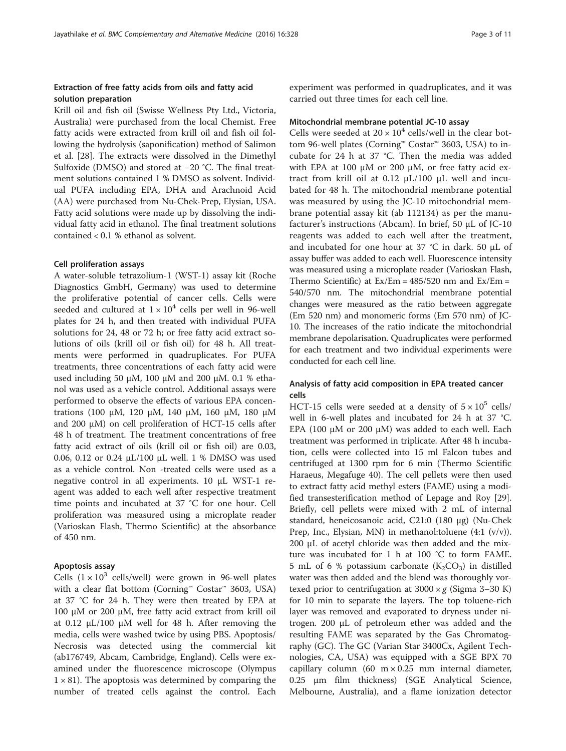### Extraction of free fatty acids from oils and fatty acid solution preparation

Krill oil and fish oil (Swisse Wellness Pty Ltd., Victoria, Australia) were purchased from the local Chemist. Free fatty acids were extracted from krill oil and fish oil following the hydrolysis (saponification) method of Salimon et al. [28]. The extracts were dissolved in the Dimethyl Sulfoxide (DMSO) and stored at −20 °C. The final treatment solutions contained 1 % DMSO as solvent. Individual PUFA including EPA, DHA and Arachnoid Acid (AA) were purchased from Nu-Chek-Prep, Elysian, USA. Fatty acid solutions were made up by dissolving the individual fatty acid in ethanol. The final treatment solutions contained < 0.1 % ethanol as solvent.

### Cell proliferation assays

A water-soluble tetrazolium-1 (WST-1) assay kit (Roche Diagnostics GmbH, Germany) was used to determine the proliferative potential of cancer cells. Cells were seeded and cultured at $1 \times 10^4$ cells per well in 96-well plates for 24 h, and then treated with individual PUFA solutions for 24, 48 or 72 h; or free fatty acid extract solutions of oils (krill oil or fish oil) for 48 h. All treatments were performed in quadruplicates. For PUFA treatments, three concentrations of each fatty acid were used including 50 μM, 100 μM and 200 μM. 0.1 % ethanol was used as a vehicle control. Additional assays were performed to observe the effects of various EPA concentrations (100 μM, 120 μM, 140 μM, 160 μM, 180 μM and 200 μM) on cell proliferation of HCT-15 cells after 48 h of treatment. The treatment concentrations of free fatty acid extract of oils (krill oil or fish oil) are 0.03, 0.06, 0.12 or 0.24 μL/100 μL well. 1 % DMSO was used as a vehicle control. Non -treated cells were used as a negative control in all experiments. 10 μL WST-1 reagent was added to each well after respective treatment time points and incubated at 37 °C for one hour. Cell proliferation was measured using a microplate reader (Varioskan Flash, Thermo Scientific) at the absorbance of 450 nm.

### Apoptosis assay

Cells ($1 \times 10^3$ cells/well) were grown in 96-well plates with a clear flat bottom (Corning™ Costar™ 3603, USA) at 37 °C for 24 h. They were then treated by EPA at 100 μM or 200 μM, free fatty acid extract from krill oil at 0.12 μL/100 μM well for 48 h. After removing the media, cells were washed twice by using PBS. Apoptosis/Necrosis was detected using the commercial kit (ab176749, Abcam, Cambridge, England). Cells were examined under the fluorescence microscope (Olympus $1 \times 81$). The apoptosis was determined by comparing the number of treated cells against the control. Each experiment was performed in quadruplicates, and it was carried out three times for each cell line.

### Mitochondrial membrane potential JC-10 assay

Cells were seeded at $20 \times 10^4$ cells/well in the clear bottom 96-well plates (Corning™ Costar™ 3603, USA) to incubate for 24 h at 37 °C. Then the media was added with EPA at 100 μM or 200 μM, or free fatty acid extract from krill oil at 0.12 μL/100 μL well and incubated for 48 h. The mitochondrial membrane potential was measured by using the JC-10 mitochondrial membrane potential assay kit (ab 112134) as per the manufacturer's instructions (Abcam). In brief, 50 μL of JC-10 reagents was added to each well after the treatment, and incubated for one hour at 37 °C in dark. 50 μL of assay buffer was added to each well. Fluorescence intensity was measured using a microplate reader (Varioskan Flash, Thermo Scientific) at Ex/Em = 485/520 nm and Ex/Em = 540/570 nm. The mitochondrial membrane potential changes were measured as the ratio between aggregate (Em 520 nm) and monomeric forms (Em 570 nm) of JC-10. The increases of the ratio indicate the mitochondrial membrane depolarisation. Quadruplicates were performed for each treatment and two individual experiments were conducted for each cell line.

### Analysis of fatty acid composition in EPA treated cancer cells

HCT-15 cells were seeded at a density of $5 \times 10^5$ cells/well in 6-well plates and incubated for 24 h at 37 °C. EPA (100 μM or 200 μM) was added to each well. Each treatment was performed in triplicate. After 48 h incubation, cells were collected into 15 ml Falcon tubes and centrifuged at 1300 rpm for 6 min (Thermo Scientific Haraeus, Megafuge 40). The cell pellets were then used to extract fatty acid methyl esters (FAME) using a modified transesterification method of Lepage and Roy [29]. Briefly, cell pellets were mixed with 2 mL of internal standard, heneicosanoic acid, C21:0 (180 μg) (Nu-Chek Prep, Inc., Elysian, MN) in methanol:toluene (4:1 (v/v)). 200 μL of acetyl chloride was then added and the mixture was incubated for 1 h at 100 °C to form FAME. 5 mL of 6 % potassium carbonate ($K_2CO_3$) in distilled water was then added and the blend was thoroughly vortexed prior to centrifugation at $3000 \times g$ (Sigma 3–30 K) for 10 min to separate the layers. The top toluene-rich layer was removed and evaporated to dryness under nitrogen. 200 μL of petroleum ether was added and the resulting FAME was separated by the Gas Chromatography (GC). The GC (Varian Star 3400Cx, Agilent Technologies, CA, USA) was equipped with a SGE BPX 70 capillary column (60 m × 0.25 mm internal diameter, 0.25 μm film thickness) (SGE Analytical Science, Melbourne, Australia), and a flame ionization detector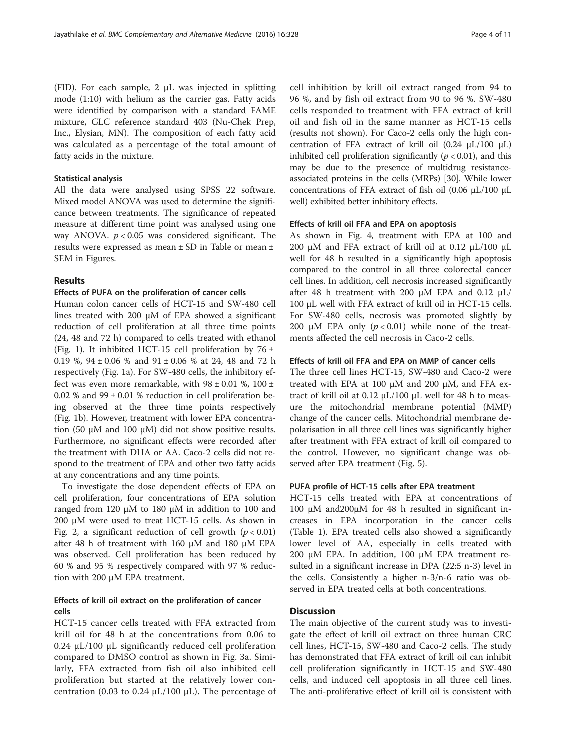(FID). For each sample, 2 μL was injected in splitting mode (1:10) with helium as the carrier gas. Fatty acids were identified by comparison with a standard FAME mixture, GLC reference standard 403 (Nu-Chek Prep, Inc., Elysian, MN). The composition of each fatty acid was calculated as a percentage of the total amount of fatty acids in the mixture.

#### Statistical analysis

All the data were analysed using SPSS 22 software. Mixed model ANOVA was used to determine the significance between treatments. The significance of repeated measure at different time point was analysed using one way ANOVA. $p < 0.05$ was considered significant. The results were expressed as mean ± SD in Table or mean ± SEM in Figures.

## Results

#### Effects of PUFA on the proliferation of cancer cells

Human colon cancer cells of HCT-15 and SW-480 cell lines treated with 200 μM of EPA showed a significant reduction of cell proliferation at all three time points (24, 48 and 72 h) compared to cells treated with ethanol (Fig. 1). It inhibited HCT-15 cell proliferation by 76 ± 0.19 %, 94 ± 0.06 % and 91 ± 0.06 % at 24, 48 and 72 h respectively (Fig. 1a). For SW-480 cells, the inhibitory effect was even more remarkable, with 98 ± 0.01 %, 100 ± 0.02 % and 99 ± 0.01 % reduction in cell proliferation being observed at the three time points respectively (Fig. 1b). However, treatment with lower EPA concentration (50 μM and 100 μM) did not show positive results. Furthermore, no significant effects were recorded after the treatment with DHA or AA. Caco-2 cells did not respond to the treatment of EPA and other two fatty acids at any concentrations and any time points.

To investigate the dose dependent effects of EPA on cell proliferation, four concentrations of EPA solution ranged from 120 μM to 180 μM in addition to 100 and 200 μM were used to treat HCT-15 cells. As shown in Fig. 2, a significant reduction of cell growth ($p < 0.01$) after 48 h of treatment with 160 μM and 180 μM EPA was observed. Cell proliferation has been reduced by 60 % and 95 % respectively compared with 97 % reduction with 200 μM EPA treatment.

#### Effects of krill oil extract on the proliferation of cancer cells

HCT-15 cancer cells treated with FFA extracted from krill oil for 48 h at the concentrations from 0.06 to 0.24 μL/100 μL significantly reduced cell proliferation compared to DMSO control as shown in Fig. 3a. Similarly, FFA extracted from fish oil also inhibited cell proliferation but started at the relatively lower concentration (0.03 to 0.24 μL/100 μL). The percentage of cell inhibition by krill oil extract ranged from 94 to 96 %, and by fish oil extract from 90 to 96 %. SW-480 cells responded to treatment with FFA extract of krill oil and fish oil in the same manner as HCT-15 cells (results not shown). For Caco-2 cells only the high concentration of FFA extract of krill oil (0.24 μL/100 μL) inhibited cell proliferation significantly ($p < 0.01$), and this may be due to the presence of multidrug resistance-associated proteins in the cells (MRPs) [30]. While lower concentrations of FFA extract of fish oil (0.06 μL/100 μL well) exhibited better inhibitory effects.

#### Effects of krill oil FFA and EPA on apoptosis

As shown in Fig. 4, treatment with EPA at 100 and 200 μM and FFA extract of krill oil at 0.12 μL/100 μL well for 48 h resulted in a significantly high apoptosis compared to the control in all three colorectal cancer cell lines. In addition, cell necrosis increased significantly after 48 h treatment with 200 μM EPA and 0.12 μL/100 μL well with FFA extract of krill oil in HCT-15 cells. For SW-480 cells, necrosis was promoted slightly by 200 μM EPA only ($p < 0.01$) while none of the treatments affected the cell necrosis in Caco-2 cells.

#### Effects of krill oil FFA and EPA on MMP of cancer cells

The three cell lines HCT-15, SW-480 and Caco-2 were treated with EPA at 100 μM and 200 μM, and FFA extract of krill oil at 0.12 μL/100 μL well for 48 h to measure the mitochondrial membrane potential (MMP) change of the cancer cells. Mitochondrial membrane depolarisation in all three cell lines was significantly higher after treatment with FFA extract of krill oil compared to the control. However, no significant change was observed after EPA treatment (Fig. 5).

#### PUFA profile of HCT-15 cells after EPA treatment

HCT-15 cells treated with EPA at concentrations of 100 μM and200μM for 48 h resulted in significant increases in EPA incorporation in the cancer cells (Table 1). EPA treated cells also showed a significantly lower level of AA, especially in cells treated with 200 μM EPA. In addition, 100 μM EPA treatment resulted in a significant increase in DPA (22:5 n-3) level in the cells. Consistently a higher n-3/n-6 ratio was observed in EPA treated cells at both concentrations.

## Discussion

The main objective of the current study was to investigate the effect of krill oil extract on three human CRC cell lines, HCT-15, SW-480 and Caco-2 cells. The study has demonstrated that FFA extract of krill oil can inhibit cell proliferation significantly in HCT-15 and SW-480 cells, and induced cell apoptosis in all three cell lines. The anti-proliferative effect of krill oil is consistent with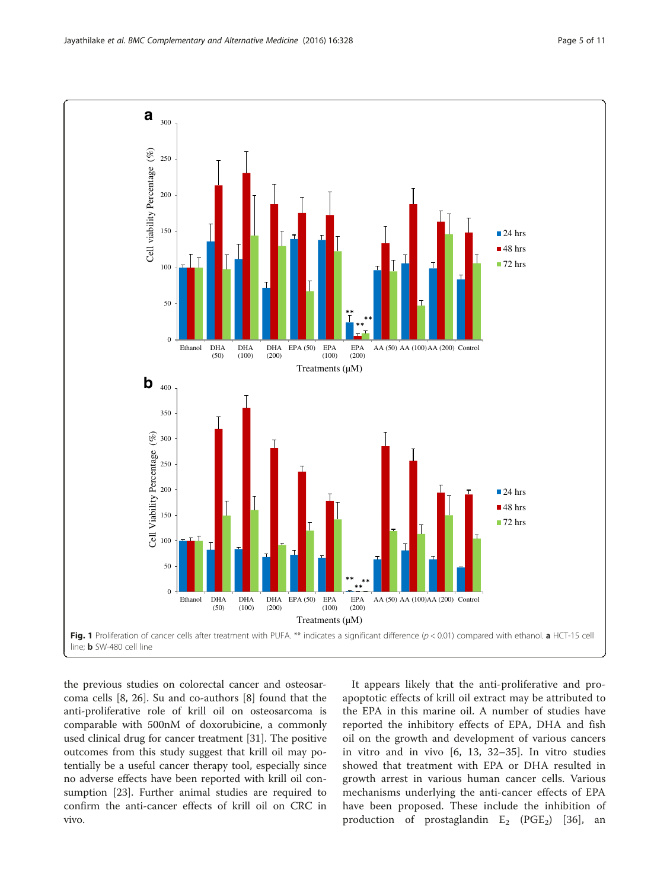Fig. 1 Proliferation of cancer cells after treatment with PUFA. ** indicates a significant difference ($p < 0.01$) compared with ethanol. **a** HCT-15 cell line; **b** SW-480 cell line

the previous studies on colorectal cancer and osteosarcoma cells [8, 26]. Su and co-authors [8] found that the anti-proliferative role of krill oil on osteosarcoma is comparable with 500nM of doxorubicine, a commonly used clinical drug for cancer treatment [31]. The positive outcomes from this study suggest that krill oil may potentially be a useful cancer therapy tool, especially since no adverse effects have been reported with krill oil consumption [23]. Further animal studies are required to confirm the anti-cancer effects of krill oil on CRC in vivo.

It appears likely that the anti-proliferative and pro-apoptotic effects of krill oil extract may be attributed to the EPA in this marine oil. A number of studies have reported the inhibitory effects of EPA, DHA and fish oil on the growth and development of various cancers in vitro and in vivo [6, 13, 32–35]. In vitro studies showed that treatment with EPA or DHA resulted in growth arrest in various human cancer cells. Various mechanisms underlying the anti-cancer effects of EPA have been proposed. These include the inhibition of production of prostaglandin $E_2$ ($PGE_2$) [36], an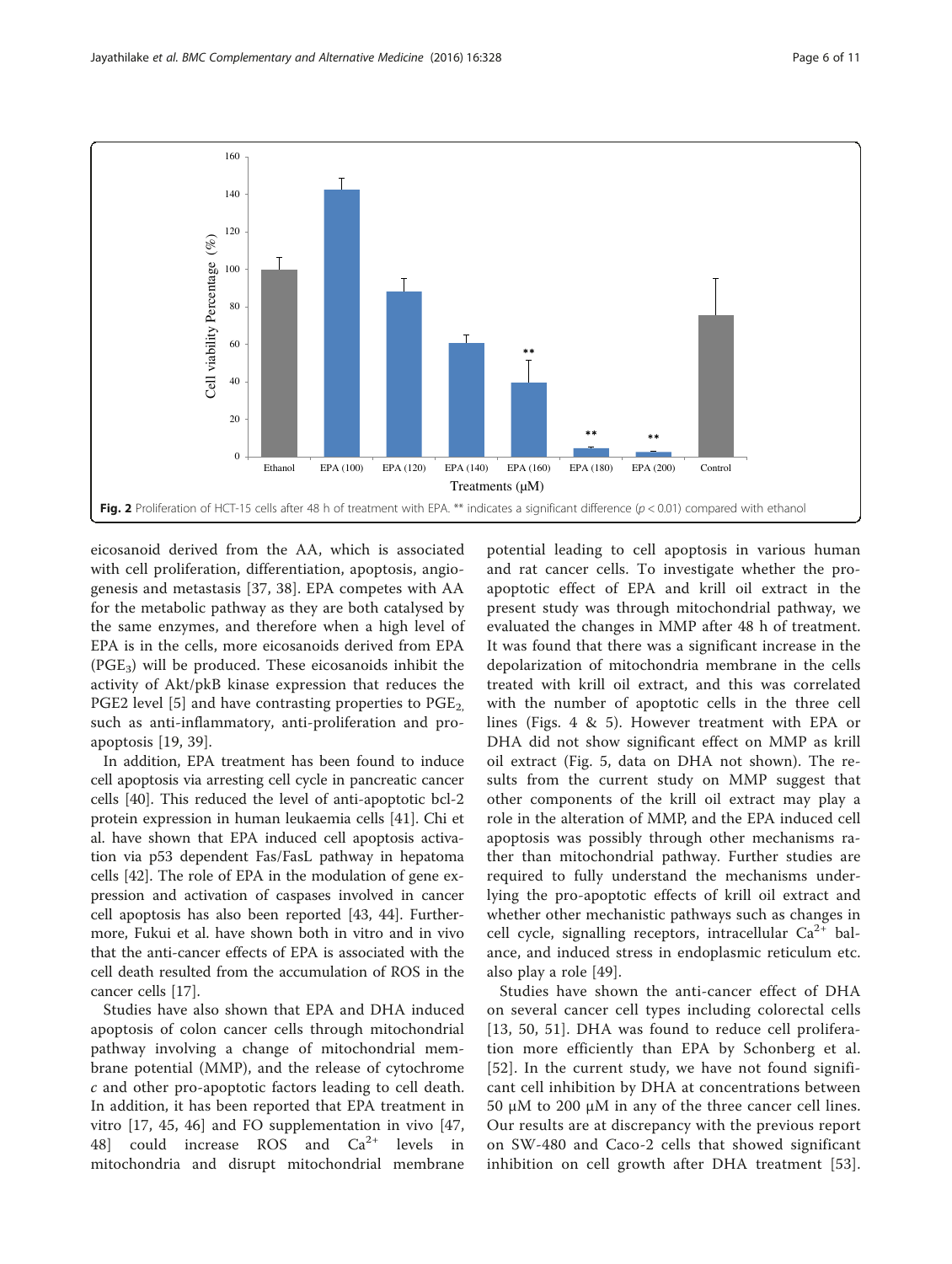Fig. 2 Proliferation of HCT-15 cells after 48 h of treatment with EPA. ** indicates a significant difference ($p < 0.01$) compared with ethanol

eicosanoid derived from the AA, which is associated with cell proliferation, differentiation, apoptosis, angiogenesis and metastasis [37, 38]. EPA competes with AA for the metabolic pathway as they are both catalysed by the same enzymes, and therefore when a high level of EPA is in the cells, more eicosanoids derived from EPA ($PGE_3$) will be produced. These eicosanoids inhibit the activity of Akt/pkB kinase expression that reduces the PGE2 level [5] and have contrasting properties to $PGE_2$, such as anti-inflammatory, anti-proliferation and pro-apoptosis [19, 39].

In addition, EPA treatment has been found to induce cell apoptosis via arresting cell cycle in pancreatic cancer cells [40]. This reduced the level of anti-apoptotic bcl-2 protein expression in human leukaemia cells [41]. Chi et al. have shown that EPA induced cell apoptosis activation via p53 dependent Fas/FasL pathway in hepatoma cells [42]. The role of EPA in the modulation of gene expression and activation of caspases involved in cancer cell apoptosis has also been reported [43, 44]. Furthermore, Fukui et al. have shown both in vitro and in vivo that the anti-cancer effects of EPA is associated with the cell death resulted from the accumulation of ROS in the cancer cells [17].

Studies have also shown that EPA and DHA induced apoptosis of colon cancer cells through mitochondrial pathway involving a change of mitochondrial membrane potential (MMP), and the release of cytochrome *c* and other pro-apoptotic factors leading to cell death. In addition, it has been reported that EPA treatment in vitro [17, 45, 46] and FO supplementation in vivo [47, 48] could increase ROS and $Ca^{2+}$ levels in mitochondria and disrupt mitochondrial membrane potential leading to cell apoptosis in various human and rat cancer cells. To investigate whether the pro-apoptotic effect of EPA and krill oil extract in the present study was through mitochondrial pathway, we evaluated the changes in MMP after 48 h of treatment. It was found that there was a significant increase in the depolarization of mitochondria membrane in the cells treated with krill oil extract, and this was correlated with the number of apoptotic cells in the three cell lines (Figs. 4 & 5). However treatment with EPA or DHA did not show significant effect on MMP as krill oil extract (Fig. 5, data on DHA not shown). The results from the current study on MMP suggest that other components of the krill oil extract may play a role in the alteration of MMP, and the EPA induced cell apoptosis was possibly through other mechanisms rather than mitochondrial pathway. Further studies are required to fully understand the mechanisms underlying the pro-apoptotic effects of krill oil extract and whether other mechanistic pathways such as changes in cell cycle, signalling receptors, intracellular $Ca^{2+}$ balance, and induced stress in endoplasmic reticulum etc. also play a role [49].

Studies have shown the anti-cancer effect of DHA on several cancer cell types including colorectal cells [13, 50, 51]. DHA was found to reduce cell proliferation more efficiently than EPA by Schonberg et al. [52]. In the current study, we have not found significant cell inhibition by DHA at concentrations between 50 μM to 200 μM in any of the three cancer cell lines. Our results are at discrepancy with the previous report on SW-480 and Caco-2 cells that showed significant inhibition on cell growth after DHA treatment [53].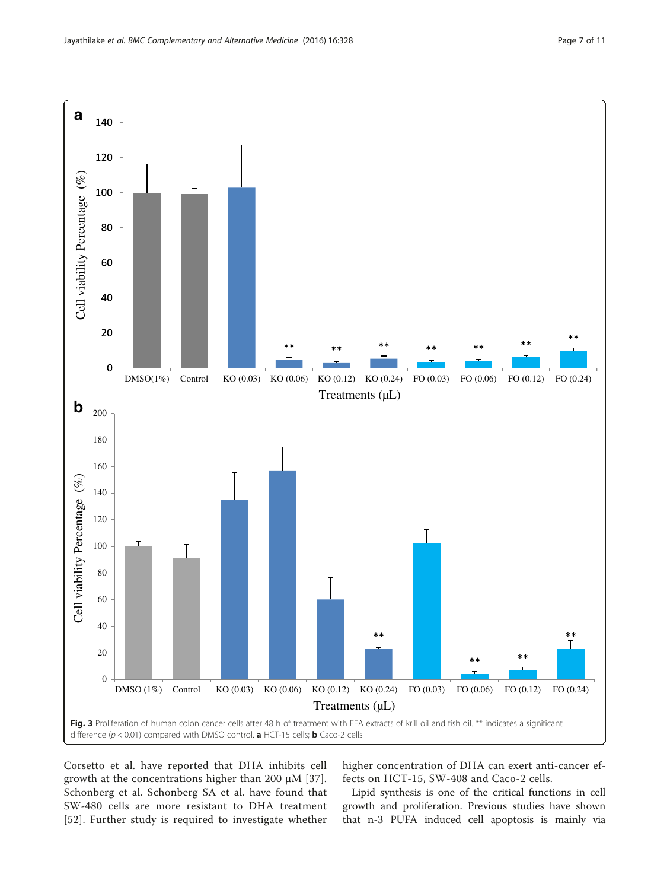**Fig. 3** Proliferation of human colon cancer cells after 48 h of treatment with FFA extracts of krill oil and fish oil. ** indicates a significant difference ($p < 0.01$) compared with DMSO control. **a** HCT-15 cells; **b** Caco-2 cells

Corsetto et al. have reported that DHA inhibits cell growth at the concentrations higher than 200 μM [37]. Schonberg et al. Schonberg SA et al. have found that SW-480 cells are more resistant to DHA treatment [52]. Further study is required to investigate whether higher concentration of DHA can exert anti-cancer effects on HCT-15, SW-408 and Caco-2 cells.

Lipid synthesis is one of the critical functions in cell growth and proliferation. Previous studies have shown that n-3 PUFA induced cell apoptosis is mainly via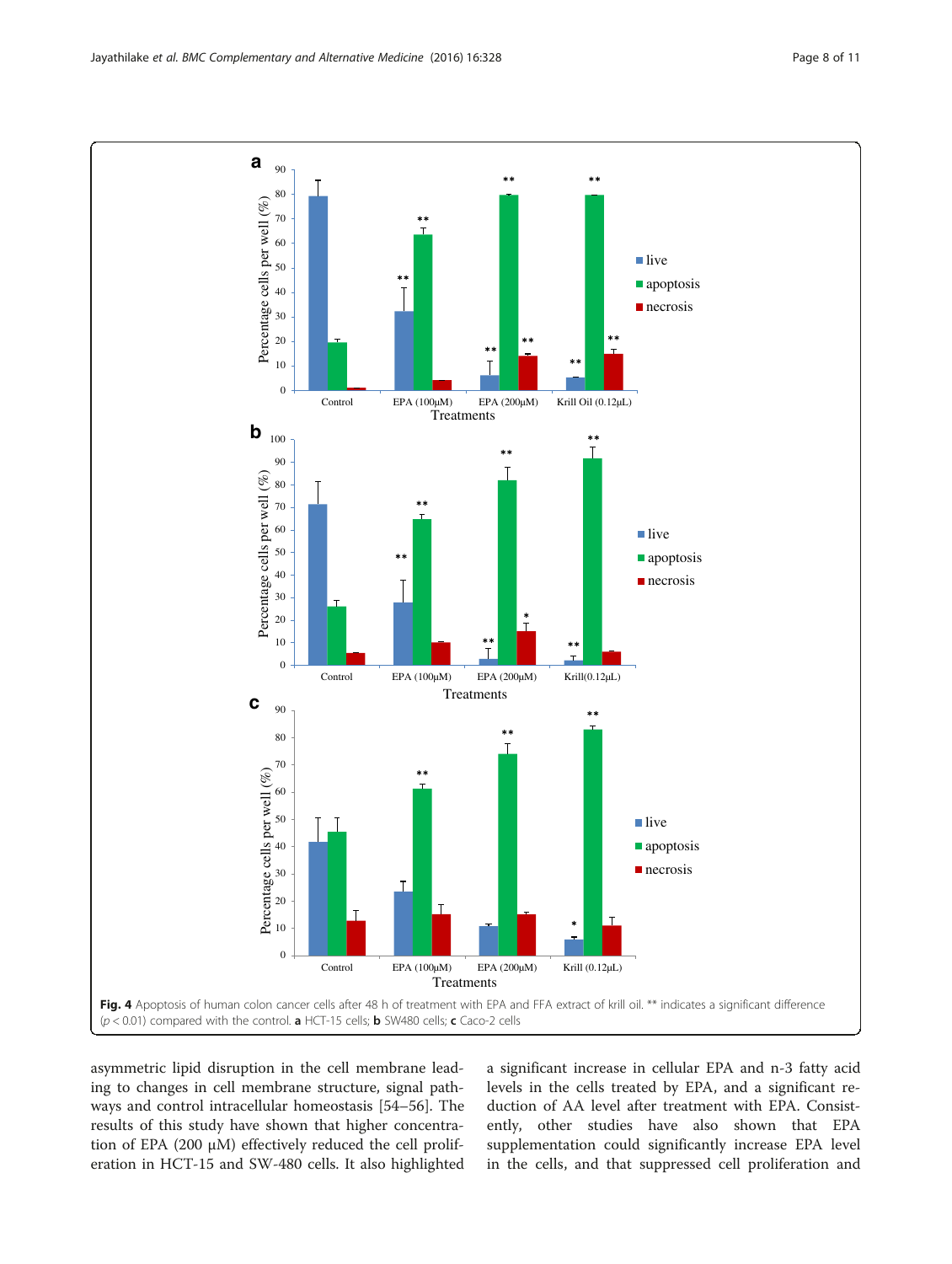Fig. 4 Apoptosis of human colon cancer cells after 48 h of treatment with EPA and FFA extract of krill oil. ** indicates a significant difference ($p < 0.01$) compared with the control. **a** HCT-15 cells; **b** SW480 cells; **c** Caco-2 cells

asymmetric lipid disruption in the cell membrane leading to changes in cell membrane structure, signal pathways and control intracellular homeostasis [54–56]. The results of this study have shown that higher concentration of EPA (200 μM) effectively reduced the cell proliferation in HCT-15 and SW-480 cells. It also highlighted a significant increase in cellular EPA and n-3 fatty acid levels in the cells treated by EPA, and a significant reduction of AA level after treatment with EPA. Consistently, other studies have also shown that EPA supplementation could significantly increase EPA level in the cells, and that suppressed cell proliferation and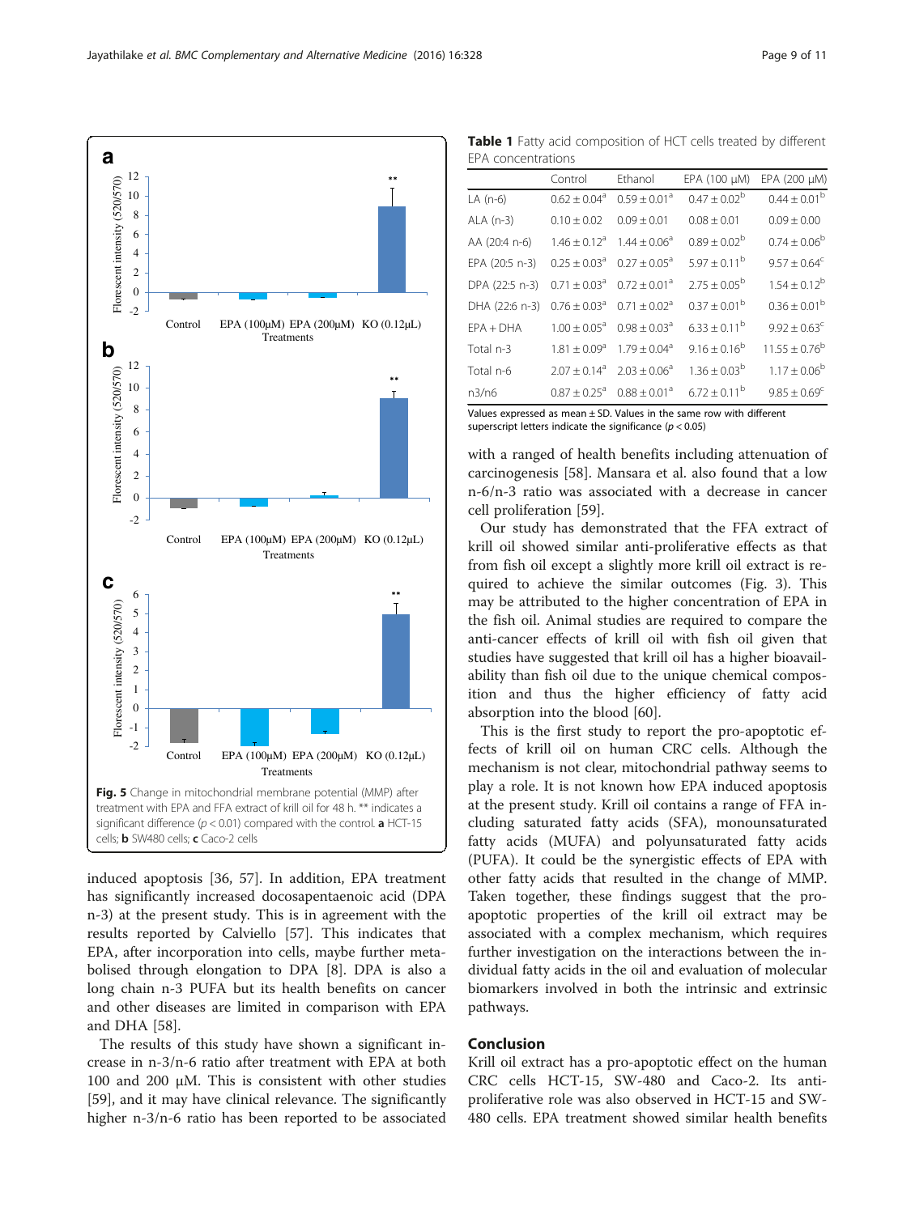Fig. 5 Change in mitochondrial membrane potential (MMP) after treatment with EPA and FFA extract of krill oil for 48 h. ** indicates a significant difference ($p < 0.01$) compared with the control. **a** HCT-15 cells; **b** SW480 cells; **c** Caco-2 cells

induced apoptosis [36, 57]. In addition, EPA treatment has significantly increased docosapentaenoic acid (DPA n-3) at the present study. This is in agreement with the results reported by Calviello [57]. This indicates that EPA, after incorporation into cells, maybe further metabolised through elongation to DPA [8]. DPA is also a long chain n-3 PUFA but its health benefits on cancer and other diseases are limited in comparison with EPA and DHA [58].

The results of this study have shown a significant increase in n-3/n-6 ratio after treatment with EPA at both 100 and 200 μM. This is consistent with other studies [59], and it may have clinical relevance. The significantly higher n-3/n-6 ratio has been reported to be associated with a ranged of health benefits including attenuation of carcinogenesis [58]. Mansara et al. also found that a low n-6/n-3 ratio was associated with a decrease in cancer cell proliferation [59].

**Table 1** Fatty acid composition of HCT cells treated by different EPA concentrations

| | Control | Ethanol | EPA (100 μM) | EPA (200 μM) |
|---|---|---|---|---|
| LA (n-6) | $0.62 \pm 0.04^{a}$ | $0.59 \pm 0.01^{a}$ | $0.47 \pm 0.02^{b}$ | $0.44 \pm 0.01^{b}$ |
| ALA (n-3) | $0.10 \pm 0.02$ | $0.09 \pm 0.01$ | $0.08 \pm 0.01$ | $0.09 \pm 0.00$ |
| AA (20:4 n-6) | $1.46 \pm 0.12^{a}$ | $1.44 \pm 0.06^{a}$ | $0.89 \pm 0.02^{b}$ | $0.74 \pm 0.06^{b}$ |
| EPA (20:5 n-3) | $0.25 \pm 0.03^{a}$ | $0.27 \pm 0.05^{a}$ | $5.97 \pm 0.11^{b}$ | $9.57 \pm 0.64^{c}$ |
| DPA (22:5 n-3) | $0.71 \pm 0.03^{a}$ | $0.72 \pm 0.01^{a}$ | $2.75 \pm 0.05^{b}$ | $1.54 \pm 0.12^{b}$ |
| DHA (22:6 n-3) | $0.76 \pm 0.03^{a}$ | $0.71 \pm 0.02^{a}$ | $0.37 \pm 0.01^{b}$ | $0.36 \pm 0.01^{b}$ |
| EPA + DHA | $1.00 \pm 0.05^{a}$ | $0.98 \pm 0.03^{a}$ | $6.33 \pm 0.11^{b}$ | $9.92 \pm 0.63^{c}$ |
| Total n-3 | $1.81 \pm 0.09^{a}$ | $1.79 \pm 0.04^{a}$ | $9.16 \pm 0.16^{b}$ | $11.55 \pm 0.76^{b}$ |
| Total n-6 | $2.07 \pm 0.14^{a}$ | $2.03 \pm 0.06^{a}$ | $1.36 \pm 0.03^{b}$ | $1.17 \pm 0.06^{b}$ |
| n3/n6 | $0.87 \pm 0.25^{a}$ | $0.88 \pm 0.01^{a}$ | $6.72 \pm 0.11^{b}$ | $9.85 \pm 0.69^{c}$ |

Values expressed as mean ± SD. Values in the same row with different superscript letters indicate the significance ($p < 0.05$)

Our study has demonstrated that the FFA extract of krill oil showed similar anti-proliferative effects as that from fish oil except a slightly more krill oil extract is required to achieve the similar outcomes (Fig. 3). This may be attributed to the higher concentration of EPA in the fish oil. Animal studies are required to compare the anti-cancer effects of krill oil with fish oil given that studies have suggested that krill oil has a higher bioavailability than fish oil due to the unique chemical composition and thus the higher efficiency of fatty acid absorption into the blood [60].

This is the first study to report the pro-apoptotic effects of krill oil on human CRC cells. Although the mechanism is not clear, mitochondrial pathway seems to play a role. It is not known how EPA induced apoptosis at the present study. Krill oil contains a range of FFA including saturated fatty acids (SFA), monounsaturated fatty acids (MUFA) and polyunsaturated fatty acids (PUFA). It could be the synergistic effects of EPA with other fatty acids that resulted in the change of MMP. Taken together, these findings suggest that the pro-apoptotic properties of the krill oil extract may be associated with a complex mechanism, which requires further investigation on the interactions between the individual fatty acids in the oil and evaluation of molecular biomarkers involved in both the intrinsic and extrinsic pathways.

## Conclusion

Krill oil extract has a pro-apoptotic effect on the human CRC cells HCT-15, SW-480 and Caco-2. Its anti-proliferative role was also observed in HCT-15 and SW-480 cells. EPA treatment showed similar health benefits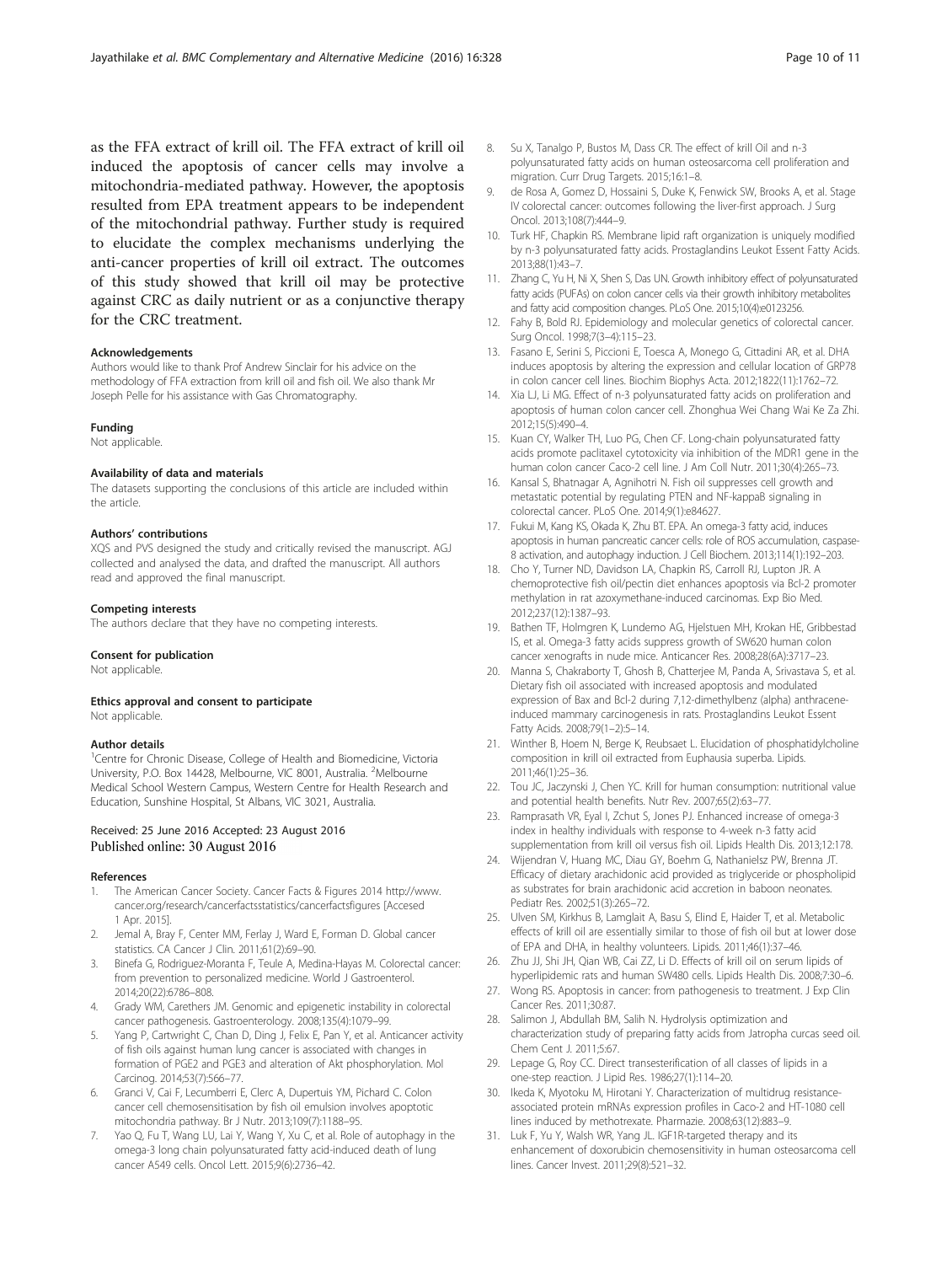as the FFA extract of krill oil. The FFA extract of krill oil induced the apoptosis of cancer cells may involve a mitochondria-mediated pathway. However, the apoptosis resulted from EPA treatment appears to be independent of the mitochondrial pathway. Further study is required to elucidate the complex mechanisms underlying the anti-cancer properties of krill oil extract. The outcomes of this study showed that krill oil may be protective against CRC as daily nutrient or as a conjunctive therapy for the CRC treatment.

#### Acknowledgements

Authors would like to thank Prof Andrew Sinclair for his advice on the methodology of FFA extraction from krill oil and fish oil. We also thank Mr Joseph Pelle for his assistance with Gas Chromatography.

#### Funding

Not applicable.

#### Availability of data and materials

The datasets supporting the conclusions of this article are included within the article.

#### Authors' contributions

XQS and PVS designed the study and critically revised the manuscript. AGJ collected and analysed the data, and drafted the manuscript. All authors read and approved the final manuscript.

#### Competing interests

The authors declare that they have no competing interests.

#### Consent for publication

Not applicable.

#### Ethics approval and consent to participate

Not applicable.

#### Author details

[1]Centre for Chronic Disease, College of Health and Biomedicine, Victoria University, P.O. Box 14428, Melbourne, VIC 8001, Australia. [2]Melbourne Medical School Western Campus, Western Centre for Health Research and Education, Sunshine Hospital, St Albans, VIC 3021, Australia.

Received: 25 June 2016 Accepted: 23 August 2016
Published online: 30 August 2016

#### References

1. The American Cancer Society. Cancer Facts & Figures 2014 http://www.cancer.org/research/cancerfactsstatistics/cancerfactsfigures [Accesed 1 Apr. 2015].
2. Jemal A, Bray F, Center MM, Ferlay J, Ward E, Forman D. Global cancer statistics. CA Cancer J Clin. 2011;61(2):69–90.
3. Binefa G, Rodriguez-Moranta F, Teule A, Medina-Hayas M. Colorectal cancer: from prevention to personalized medicine. World J Gastroenterol. 2014;20(22):6786–808.
4. Grady WM, Carethers JM. Genomic and epigenetic instability in colorectal cancer pathogenesis. Gastroenterology. 2008;135(4):1079–99.
5. Yang P, Cartwright C, Chan D, Ding J, Felix E, Pan Y, et al. Anticancer activity of fish oils against human lung cancer is associated with changes in formation of PGE2 and PGE3 and alteration of Akt phosphorylation. Mol Carcinog. 2014;53(7):566–77.
6. Granci V, Cai F, Lecumberri E, Clerc A, Dupertuis YM, Pichard C. Colon cancer cell chemosensitisation by fish oil emulsion involves apoptotic mitochondria pathway. Br J Nutr. 2013;109(7):1188–95.
7. Yao Q, Fu T, Wang LU, Lai Y, Wang Y, Xu C, et al. Role of autophagy in the omega-3 long chain polyunsaturated fatty acid-induced death of lung cancer A549 cells. Oncol Lett. 2015;9(6):2736–42.
8. Su X, Tanalgo P, Bustos M, Dass CR. The effect of krill Oil and n-3 polyunsaturated fatty acids on human osteosarcoma cell proliferation and migration. Curr Drug Targets. 2015;16:1–8.
9. de Rosa A, Gomez D, Hossaini S, Duke K, Fenwick SW, Brooks A, et al. Stage IV colorectal cancer: outcomes following the liver-first approach. J Surg Oncol. 2013;108(7):444–9.
10. Turk HF, Chapkin RS. Membrane lipid raft organization is uniquely modified by n-3 polyunsaturated fatty acids. Prostaglandins Leukot Essent Fatty Acids. 2013;88(1):43–7.
11. Zhang C, Yu H, Ni X, Shen S, Das UN. Growth inhibitory effect of polyunsaturated fatty acids (PUFAs) on colon cancer cells via their growth inhibitory metabolites and fatty acid composition changes. PLoS One. 2015;10(4):e0123256.
12. Fahy B, Bold RJ. Epidemiology and molecular genetics of colorectal cancer. Surg Oncol. 1998;7(3–4):115–23.
13. Fasano E, Serini S, Piccioni E, Toesca A, Monego G, Cittadini AR, et al. DHA induces apoptosis by altering the expression and cellular location of GRP78 in colon cancer cell lines. Biochim Biophys Acta. 2012;1822(11):1762–72.
14. Xia LJ, Li MG. Effect of n-3 polyunsaturated fatty acids on proliferation and apoptosis of human colon cancer cell. Zhonghua Wei Chang Wai Ke Za Zhi. 2012;15(5):490–4.
15. Kuan CY, Walker TH, Luo PG, Chen CF. Long-chain polyunsaturated fatty acids promote paclitaxel cytotoxicity via inhibition of the MDR1 gene in the human colon cancer Caco-2 cell line. J Am Coll Nutr. 2011;30(4):265–73.
16. Kansal S, Bhatnagar A, Agnihotri N. Fish oil suppresses cell growth and metastatic potential by regulating PTEN and NF-kappaB signaling in colorectal cancer. PLoS One. 2014;9(1):e84627.
17. Fukui M, Kang KS, Okada K, Zhu BT. EPA. An omega-3 fatty acid, induces apoptosis in human pancreatic cancer cells: role of ROS accumulation, caspase-8 activation, and autophagy induction. J Cell Biochem. 2013;114(1):192–203.
18. Cho Y, Turner ND, Davidson LA, Chapkin RS, Carroll RJ, Lupton JR. A chemoprotective fish oil/pectin diet enhances apoptosis via Bcl-2 promoter methylation in rat azoxymethane-induced carcinomas. Exp Bio Med. 2012;237(12):1387–93.
19. Bathen TF, Holmgren K, Lundemo AG, Hjelstuen MH, Krokan HE, Gribbestad IS, et al. Omega-3 fatty acids suppress growth of SW620 human colon cancer xenografts in nude mice. Anticancer Res. 2008;28(6A):3717–23.
20. Manna S, Chakraborty T, Ghosh B, Chatterjee M, Panda A, Srivastava S, et al. Dietary fish oil associated with increased apoptosis and modulated expression of Bax and Bcl-2 during 7,12-dimethylbenz (alpha) anthracene-induced mammary carcinogenesis in rats. Prostaglandins Leukot Essent Fatty Acids. 2008;79(1–2):5–14.
21. Winther B, Hoem N, Berge K, Reubsaet L. Elucidation of phosphatidylcholine composition in krill oil extracted from Euphausia superba. Lipids. 2011;46(1):25–36.
22. Tou JC, Jaczynski J, Chen YC. Krill for human consumption: nutritional value and potential health benefits. Nutr Rev. 2007;65(2):63–77.
23. Ramprasath VR, Eyal I, Zchut S, Jones PJ. Enhanced increase of omega-3 index in healthy individuals with response to 4-week n-3 fatty acid supplementation from krill oil versus fish oil. Lipids Health Dis. 2013;12:178.
24. Wijendran V, Huang MC, Diau GY, Boehm G, Nathanielsz PW, Brenna JT. Efficacy of dietary arachidonic acid provided as triglyceride or phospholipid as substrates for brain arachidonic acid accretion in baboon neonates. Pediatr Res. 2002;51(3):265–72.
25. Ulven SM, Kirkhus B, Lamglait A, Basu S, Elind E, Haider T, et al. Metabolic effects of krill oil are essentially similar to those of fish oil but at lower dose of EPA and DHA, in healthy volunteers. Lipids. 2011;46(1):37–46.
26. Zhu JJ, Shi JH, Qian WB, Cai ZZ, Li D. Effects of krill oil on serum lipids of hyperlipidemic rats and human SW480 cells. Lipids Health Dis. 2008;7:30–6.
27. Wong RS. Apoptosis in cancer: from pathogenesis to treatment. J Exp Clin Cancer Res. 2011;30:87.
28. Salimon J, Abdullah BM, Salih N. Hydrolysis optimization and characterization study of preparing fatty acids from Jatropha curcas seed oil. Chem Cent J. 2011;5:67.
29. Lepage G, Roy CC. Direct transesterification of all classes of lipids in a one-step reaction. J Lipid Res. 1986;27(1):114–20.
30. Ikeda K, Myotoku M, Hirotani Y. Characterization of multidrug resistance-associated protein mRNAs expression profiles in Caco-2 and HT-1080 cell lines induced by methotrexate. Pharmazie. 2008;63(12):883–9.
31. Luk F, Yu Y, Walsh WR, Yang JL. IGF1R-targeted therapy and its enhancement of doxorubicin chemosensitivity in human osteosarcoma cell lines. Cancer Invest. 2011;29(8):521–32.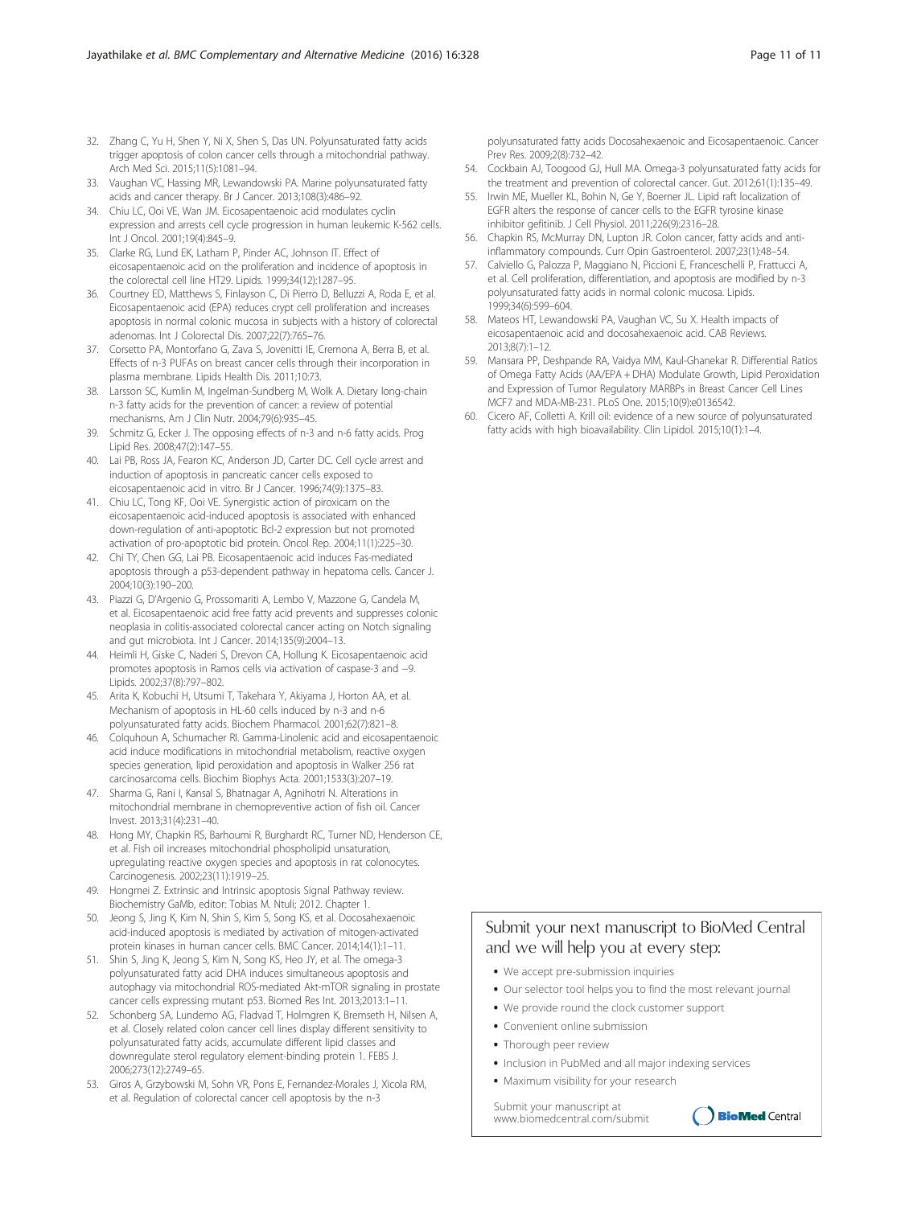32. Zhang C, Yu H, Shen Y, Ni X, Shen S, Das UN. Polyunsaturated fatty acids trigger apoptosis of colon cancer cells through a mitochondrial pathway. Arch Med Sci. 2015;11(5):1081–94.
33. Vaughan VC, Hassing MR, Lewandowski PA. Marine polyunsaturated fatty acids and cancer therapy. Br J Cancer. 2013;108(3):486–92.
34. Chiu LC, Ooi VE, Wan JM. Eicosapentaenoic acid modulates cyclin expression and arrests cell cycle progression in human leukemic K-562 cells. Int J Oncol. 2001;19(4):845–9.
35. Clarke RG, Lund EK, Latham P, Pinder AC, Johnson IT. Effect of eicosapentaenoic acid on the proliferation and incidence of apoptosis in the colorectal cell line HT29. Lipids. 1999;34(12):1287–95.
36. Courtney ED, Matthews S, Finlayson C, Di Pierro D, Belluzzi A, Roda E, et al. Eicosapentaenoic acid (EPA) reduces crypt cell proliferation and increases apoptosis in normal colonic mucosa in subjects with a history of colorectal adenomas. Int J Colorectal Dis. 2007;22(7):765–76.
37. Corsetto PA, Montorfano G, Zava S, Jovenitti IE, Cremona A, Berra B, et al. Effects of n-3 PUFAs on breast cancer cells through their incorporation in plasma membrane. Lipids Health Dis. 2011;10:73.
38. Larsson SC, Kumlin M, Ingelman-Sundberg M, Wolk A. Dietary long-chain n-3 fatty acids for the prevention of cancer: a review of potential mechanisms. Am J Clin Nutr. 2004;79(6):935–45.
39. Schmitz G, Ecker J. The opposing effects of n-3 and n-6 fatty acids. Prog Lipid Res. 2008;47(2):147–55.
40. Lai PB, Ross JA, Fearon KC, Anderson JD, Carter DC. Cell cycle arrest and induction of apoptosis in pancreatic cancer cells exposed to eicosapentaenoic acid in vitro. Br J Cancer. 1996;74(9):1375–83.
41. Chiu LC, Tong KF, Ooi VE. Synergistic action of piroxicam on the eicosapentaenoic acid-induced apoptosis is associated with enhanced down-regulation of anti-apoptotic Bcl-2 expression but not promoted activation of pro-apoptotic bid protein. Oncol Rep. 2004;11(1):225–30.
42. Chi TY, Chen GG, Lai PB. Eicosapentaenoic acid induces Fas-mediated apoptosis through a p53-dependent pathway in hepatoma cells. Cancer J. 2004;10(3):190–200.
43. Piazzi G, D'Argenio G, Prossomariti A, Lembo V, Mazzone G, Candela M, et al. Eicosapentaenoic acid free fatty acid prevents and suppresses colonic neoplasia in colitis-associated colorectal cancer acting on Notch signaling and gut microbiota. Int J Cancer. 2014;135(9):2004–13.
44. Heimli H, Giske C, Naderi S, Drevon CA, Hollung K. Eicosapentaenoic acid promotes apoptosis in Ramos cells via activation of caspase-3 and −9. Lipids. 2002;37(8):797–802.
45. Arita K, Kobuchi H, Utsumi T, Takehara Y, Akiyama J, Horton AA, et al. Mechanism of apoptosis in HL-60 cells induced by n-3 and n-6 polyunsaturated fatty acids. Biochem Pharmacol. 2001;62(7):821–8.
46. Colquhoun A, Schumacher RI. Gamma-Linolenic acid and eicosapentaenoic acid induce modifications in mitochondrial metabolism, reactive oxygen species generation, lipid peroxidation and apoptosis in Walker 256 rat carcinosarcoma cells. Biochim Biophys Acta. 2001;1533(3):207–19.
47. Sharma G, Rani I, Kansal S, Bhatnagar A, Agnihotri N. Alterations in mitochondrial membrane in chemopreventive action of fish oil. Cancer Invest. 2013;31(4):231–40.
48. Hong MY, Chapkin RS, Barhoumi R, Burghardt RC, Turner ND, Henderson CE, et al. Fish oil increases mitochondrial phospholipid unsaturation, upregulating reactive oxygen species and apoptosis in rat colonocytes. Carcinogenesis. 2002;23(11):1919–25.
49. Hongmei Z. Extrinsic and Intrinsic apoptosis Signal Pathway review. Biochemistry GaMb, editor: Tobias M. Ntuli; 2012. Chapter 1.
50. Jeong S, Jing K, Kim N, Shin S, Kim S, Song KS, et al. Docosahexaenoic acid-induced apoptosis is mediated by activation of mitogen-activated protein kinases in human cancer cells. BMC Cancer. 2014;14(1):1–11.
51. Shin S, Jing K, Jeong S, Kim N, Song KS, Heo JY, et al. The omega-3 polyunsaturated fatty acid DHA induces simultaneous apoptosis and autophagy via mitochondrial ROS-mediated Akt-mTOR signaling in prostate cancer cells expressing mutant p53. Biomed Res Int. 2013;2013:1–11.
52. Schonberg SA, Lundemo AG, Fladvad T, Holmgren K, Bremseth H, Nilsen A, et al. Closely related colon cancer cell lines display different sensitivity to polyunsaturated fatty acids, accumulate different lipid classes and downregulate sterol regulatory element-binding protein 1. FEBS J. 2006;273(12):2749–65.
53. Giros A, Grzybowski M, Sohn VR, Pons E, Fernandez-Morales J, Xicola RM, et al. Regulation of colorectal cancer cell apoptosis by the n-3 polyunsaturated fatty acids Docosahexaenoic and Eicosapentaenoic. Cancer Prev Res. 2009;2(8):732–42.
54. Cockbain AJ, Toogood GJ, Hull MA. Omega-3 polyunsaturated fatty acids for the treatment and prevention of colorectal cancer. Gut. 2012;61(1):135–49.
55. Irwin ME, Mueller KL, Bohin N, Ge Y, Boerner JL. Lipid raft localization of EGFR alters the response of cancer cells to the EGFR tyrosine kinase inhibitor gefitinib. J Cell Physiol. 2011;226(9):2316–28.
56. Chapkin RS, McMurray DN, Lupton JR. Colon cancer, fatty acids and anti-inflammatory compounds. Curr Opin Gastroenterol. 2007;23(1):48–54.
57. Calviello G, Palozza P, Maggiano N, Piccioni E, Franceschelli P, Frattucci A, et al. Cell proliferation, differentiation, and apoptosis are modified by n-3 polyunsaturated fatty acids in normal colonic mucosa. Lipids. 1999;34(6):599–604.
58. Mateos HT, Lewandowski PA, Vaughan VC, Su X. Health impacts of eicosapentaenoic acid and docosahexaenoic acid. CAB Reviews. 2013;8(7):1–12.
59. Mansara PP, Deshpande RA, Vaidya MM, Kaul-Ghanekar R. Differential Ratios of Omega Fatty Acids (AA/EPA + DHA) Modulate Growth, Lipid Peroxidation and Expression of Tumor Regulatory MARBPs in Breast Cancer Cell Lines MCF7 and MDA-MB-231. PLoS One. 2015;10(9):e0136542.
60. Cicero AF, Colletti A. Krill oil: evidence of a new source of polyunsaturated fatty acids with high bioavailability. Clin Lipidol. 2015;10(1):1–4.

## Submit your next manuscript to BioMed Central and we will help you at every step:

- We accept pre-submission inquiries
- Our selector tool helps you to find the most relevant journal
- We provide round the clock customer support
- Convenient online submission
- Thorough peer review
- Inclusion in PubMed and all major indexing services
- Maximum visibility for your research

Submit your manuscript at
www.biomedcentral.com/submit

BioMed Central